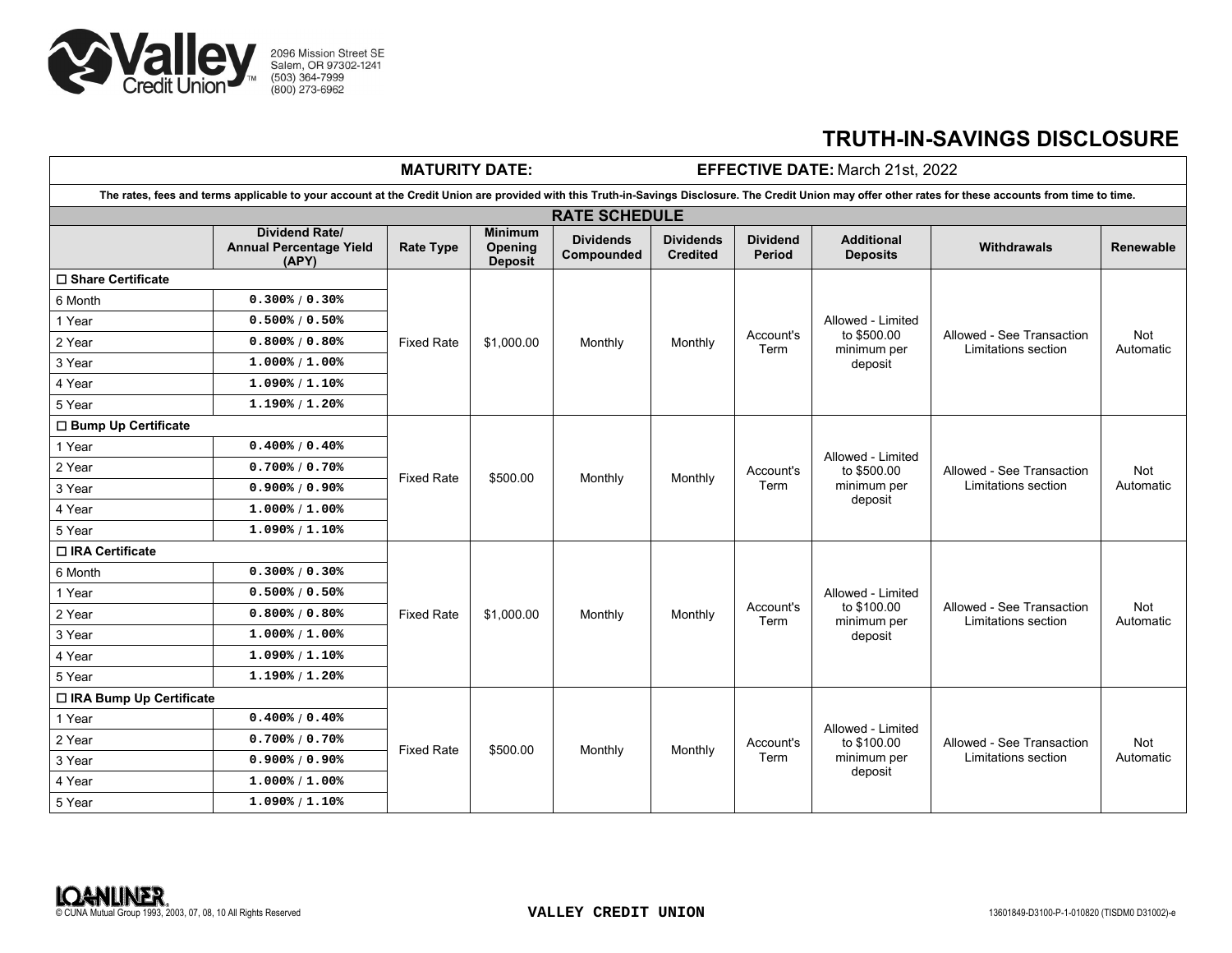Valley Credit Union
2096 Mission Street SE
Salem, OR 97302-1241
(503) 364-7999
(800) 273-6962

# TRUTH-IN-SAVINGS DISCLOSURE

**MATURITY DATE:** **EFFECTIVE DATE:** March 21st, 2022

**The rates, fees and terms applicable to your account at the Credit Union are provided with this Truth-in-Savings Disclosure. The Credit Union may offer other rates for these accounts from time to time.**

## RATE SCHEDULE

| | Dividend Rate/ Annual Percentage Yield (APY) | Rate Type | Minimum Opening Deposit | Dividends Compounded | Dividends Credited | Dividend Period | Additional Deposits | Withdrawals | Renewable |
|---|---|---|---|---|---|---|---|---|---|
| ☐ **Share Certificate** | | Fixed Rate | $1,000.00 | Monthly | Monthly | Account's Term | Allowed - Limited to $500.00 minimum per deposit | Allowed - See Transaction Limitations section | Not Automatic |
| 6 Month | 0.300% / 0.30% | | | | | | | | |
| 1 Year | 0.500% / 0.50% | | | | | | | | |
| 2 Year | 0.800% / 0.80% | | | | | | | | |
| 3 Year | 1.000% / 1.00% | | | | | | | | |
| 4 Year | 1.090% / 1.10% | | | | | | | | |
| 5 Year | 1.190% / 1.20% | | | | | | | | |
| ☐ **Bump Up Certificate** | | Fixed Rate | $500.00 | Monthly | Monthly | Account's Term | Allowed - Limited to $500.00 minimum per deposit | Allowed - See Transaction Limitations section | Not Automatic |
| 1 Year | 0.400% / 0.40% | | | | | | | | |
| 2 Year | 0.700% / 0.70% | | | | | | | | |
| 3 Year | 0.900% / 0.90% | | | | | | | | |
| 4 Year | 1.000% / 1.00% | | | | | | | | |
| 5 Year | 1.090% / 1.10% | | | | | | | | |
| ☐ **IRA Certificate** | | Fixed Rate | $1,000.00 | Monthly | Monthly | Account's Term | Allowed - Limited to $100.00 minimum per deposit | Allowed - See Transaction Limitations section | Not Automatic |
| 6 Month | 0.300% / 0.30% | | | | | | | | |
| 1 Year | 0.500% / 0.50% | | | | | | | | |
| 2 Year | 0.800% / 0.80% | | | | | | | | |
| 3 Year | 1.000% / 1.00% | | | | | | | | |
| 4 Year | 1.090% / 1.10% | | | | | | | | |
| 5 Year | 1.190% / 1.20% | | | | | | | | |
| ☐ **IRA Bump Up Certificate** | | Fixed Rate | $500.00 | Monthly | Monthly | Account's Term | Allowed - Limited to $100.00 minimum per deposit | Allowed - See Transaction Limitations section | Not Automatic |
| 1 Year | 0.400% / 0.40% | | | | | | | | |
| 2 Year | 0.700% / 0.70% | | | | | | | | |
| 3 Year | 0.900% / 0.90% | | | | | | | | |
| 4 Year | 1.000% / 1.00% | | | | | | | | |
| 5 Year | 1.090% / 1.10% | | | | | | | | |

LOANLINER® © CUNA Mutual Group 1993, 2003, 07, 08, 10 All Rights Reserved

VALLEY CREDIT UNION

13601849-D3100-P-1-010820 (TISDM0 D31002)-e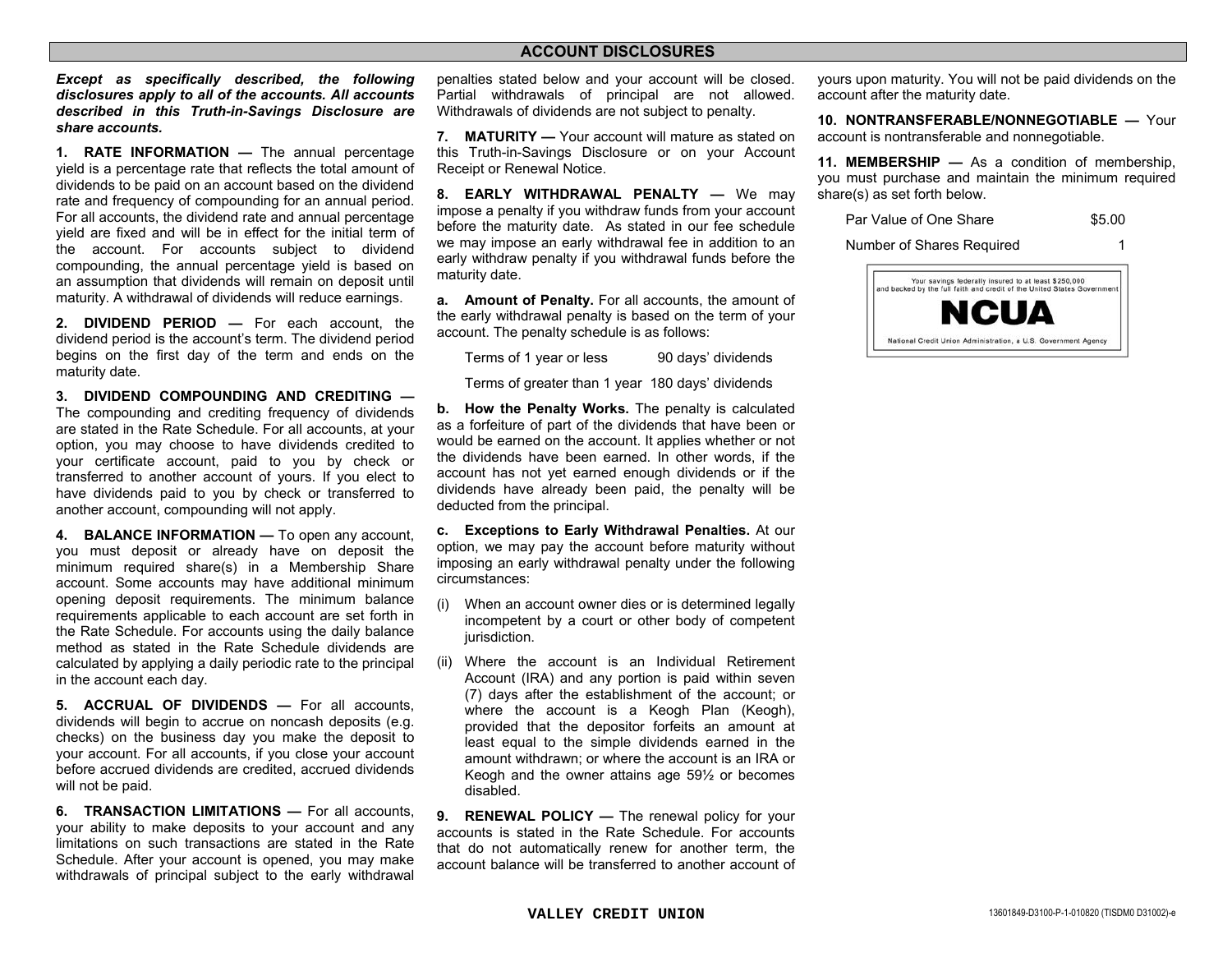## ACCOUNT DISCLOSURES

***Except as specifically described, the following disclosures apply to all of the accounts. All accounts described in this Truth-in-Savings Disclosure are share accounts.***

**1. RATE INFORMATION —** The annual percentage yield is a percentage rate that reflects the total amount of dividends to be paid on an account based on the dividend rate and frequency of compounding for an annual period. For all accounts, the dividend rate and annual percentage yield are fixed and will be in effect for the initial term of the account. For accounts subject to dividend compounding, the annual percentage yield is based on an assumption that dividends will remain on deposit until maturity. A withdrawal of dividends will reduce earnings.

**2. DIVIDEND PERIOD —** For each account, the dividend period is the account's term. The dividend period begins on the first day of the term and ends on the maturity date.

**3. DIVIDEND COMPOUNDING AND CREDITING —** The compounding and crediting frequency of dividends are stated in the Rate Schedule. For all accounts, at your option, you may choose to have dividends credited to your certificate account, paid to you by check or transferred to another account of yours. If you elect to have dividends paid to you by check or transferred to another account, compounding will not apply.

**4. BALANCE INFORMATION —** To open any account, you must deposit or already have on deposit the minimum required share(s) in a Membership Share account. Some accounts may have additional minimum opening deposit requirements. The minimum balance requirements applicable to each account are set forth in the Rate Schedule. For accounts using the daily balance method as stated in the Rate Schedule dividends are calculated by applying a daily periodic rate to the principal in the account each day.

**5. ACCRUAL OF DIVIDENDS —** For all accounts, dividends will begin to accrue on noncash deposits (e.g. checks) on the business day you make the deposit to your account. For all accounts, if you close your account before accrued dividends are credited, accrued dividends will not be paid.

**6. TRANSACTION LIMITATIONS —** For all accounts, your ability to make deposits to your account and any limitations on such transactions are stated in the Rate Schedule. After your account is opened, you may make withdrawals of principal subject to the early withdrawal penalties stated below and your account will be closed. Partial withdrawals of principal are not allowed. Withdrawals of dividends are not subject to penalty.

**7. MATURITY —** Your account will mature as stated on this Truth-in-Savings Disclosure or on your Account Receipt or Renewal Notice.

**8. EARLY WITHDRAWAL PENALTY —** We may impose a penalty if you withdraw funds from your account before the maturity date. As stated in our fee schedule we may impose an early withdrawal fee in addition to an early withdraw penalty if you withdrawal funds before the maturity date.

**a. Amount of Penalty.** For all accounts, the amount of the early withdrawal penalty is based on the term of your account. The penalty schedule is as follows:

| | |
|---|---|
| Terms of 1 year or less | 90 days' dividends |
| Terms of greater than 1 year | 180 days' dividends |

**b. How the Penalty Works.** The penalty is calculated as a forfeiture of part of the dividends that have been or would be earned on the account. It applies whether or not the dividends have been earned. In other words, if the account has not yet earned enough dividends or if the dividends have already been paid, the penalty will be deducted from the principal.

**c. Exceptions to Early Withdrawal Penalties.** At our option, we may pay the account before maturity without imposing an early withdrawal penalty under the following circumstances:

(i) When an account owner dies or is determined legally incompetent by a court or other body of competent jurisdiction.

(ii) Where the account is an Individual Retirement Account (IRA) and any portion is paid within seven (7) days after the establishment of the account; or where the account is a Keogh Plan (Keogh), provided that the depositor forfeits an amount at least equal to the simple dividends earned in the amount withdrawn; or where the account is an IRA or Keogh and the owner attains age 59½ or becomes disabled.

**9. RENEWAL POLICY —** The renewal policy for your accounts is stated in the Rate Schedule. For accounts that do not automatically renew for another term, the account balance will be transferred to another account of yours upon maturity. You will not be paid dividends on the account after the maturity date.

**10. NONTRANSFERABLE/NONNEGOTIABLE —** Your account is nontransferable and nonnegotiable.

**11. MEMBERSHIP —** As a condition of membership, you must purchase and maintain the minimum required share(s) as set forth below.

| | |
|---|---|
| Par Value of One Share | $5.00 |
| Number of Shares Required | 1 |

Your savings federally insured to at least $250,000 and backed by the full faith and credit of the United States Government

NCUA

National Credit Union Administration, a U.S. Government Agency

**VALLEY CREDIT UNION**

13601849-D3100-P-1-010820 (TISDM0 D31002)-e